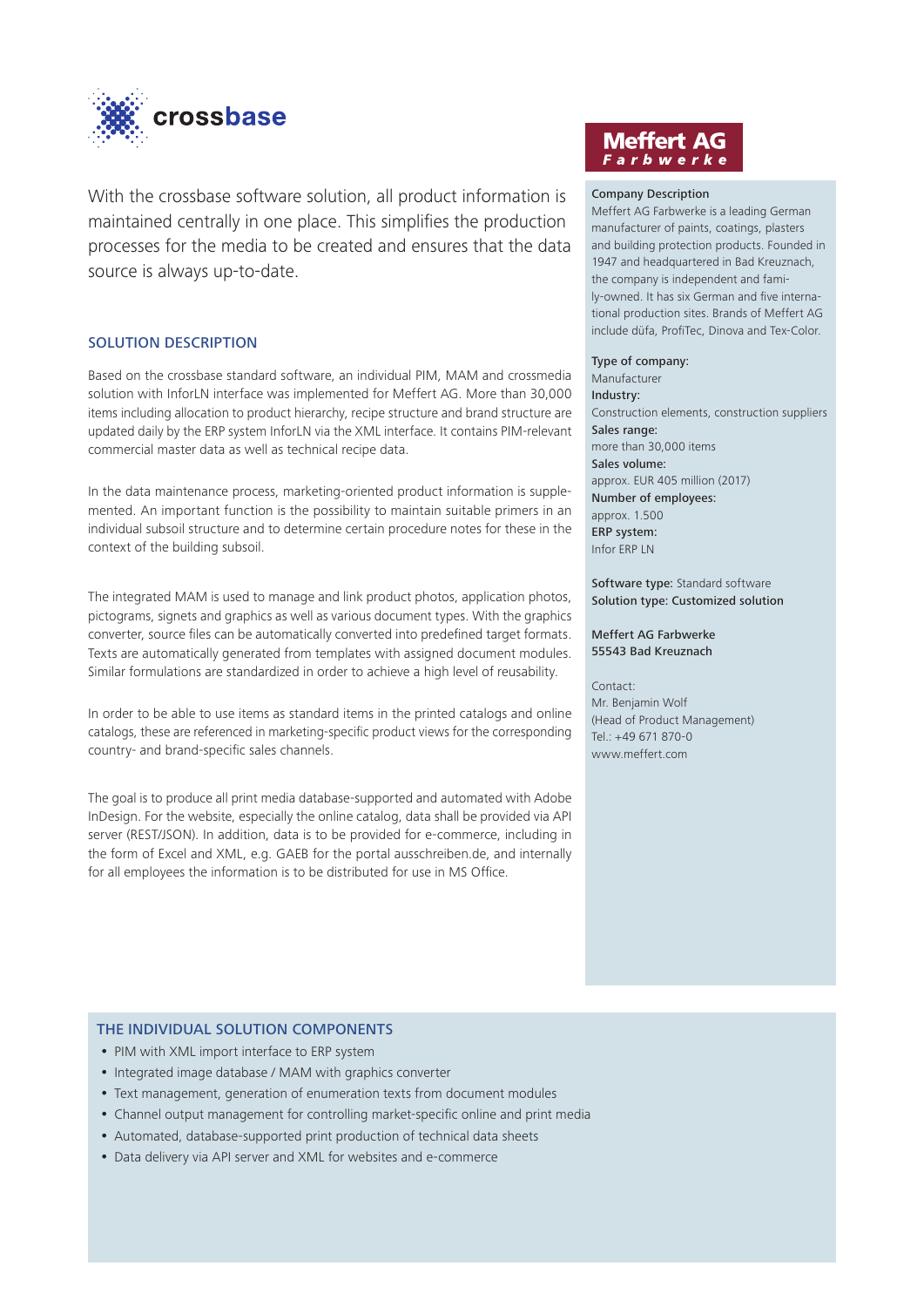crossbase

With the crossbase software solution, all product information is maintained centrally in one place. This simplifies the production processes for the media to be created and ensures that the data source is always up-to-date.

## SOLUTION DESCRIPTION

Based on the crossbase standard software, an individual PIM, MAM and crossmedia solution with InforLN interface was implemented for Meffert AG. More than 30,000 items including allocation to product hierarchy, recipe structure and brand structure are updated daily by the ERP system InforLN via the XML interface. It contains PIM-relevant commercial master data as well as technical recipe data.

In the data maintenance process, marketing-oriented product information is supplemented. An important function is the possibility to maintain suitable primers in an individual subsoil structure and to determine certain procedure notes for these in the context of the building subsoil.

The integrated MAM is used to manage and link product photos, application photos, pictograms, signets and graphics as well as various document types. With the graphics converter, source files can be automatically converted into predefined target formats. Texts are automatically generated from templates with assigned document modules. Similar formulations are standardized in order to achieve a high level of reusability.

In order to be able to use items as standard items in the printed catalogs and online catalogs, these are referenced in marketing-specific product views for the corresponding country- and brand-specific sales channels.

The goal is to produce all print media database-supported and automated with Adobe InDesign. For the website, especially the online catalog, data shall be provided via API server (REST/JSON). In addition, data is to be provided for e-commerce, including in the form of Excel and XML, e.g. GAEB for the portal ausschreiben.de, and internally for all employees the information is to be distributed for use in MS Office.

**Meffert AG**
***Farbwerke***

**Company Description**
Meffert AG Farbwerke is a leading German manufacturer of paints, coatings, plasters and building protection products. Founded in 1947 and headquartered in Bad Kreuznach, the company is independent and family-owned. It has six German and five international production sites. Brands of Meffert AG include düfa, ProfiTec, Dinova and Tex-Color.

**Type of company:**
Manufacturer
**Industry:**
Construction elements, construction suppliers
**Sales range:**
more than 30,000 items
**Sales volume:**
approx. EUR 405 million (2017)
**Number of employees:**
approx. 1.500
**ERP system:**
Infor ERP LN

**Software type:** Standard software
**Solution type: Customized solution**

**Meffert AG Farbwerke**
**55543 Bad Kreuznach**

Contact:
Mr. Benjamin Wolf
(Head of Product Management)
Tel.: +49 671 870-0
www.meffert.com

## THE INDIVIDUAL SOLUTION COMPONENTS

- PIM with XML import interface to ERP system
- Integrated image database / MAM with graphics converter
- Text management, generation of enumeration texts from document modules
- Channel output management for controlling market-specific online and print media
- Automated, database-supported print production of technical data sheets
- Data delivery via API server and XML for websites and e-commerce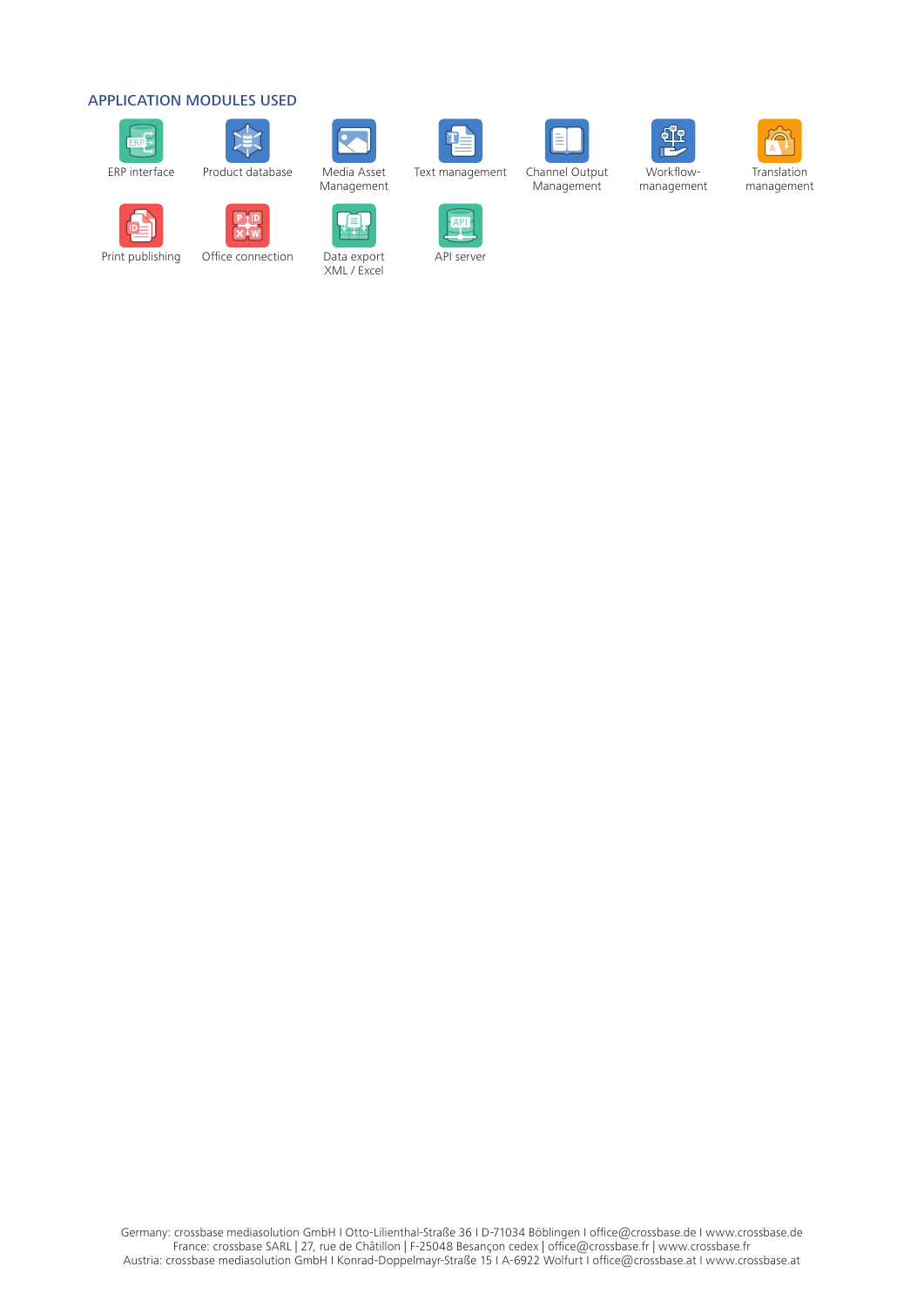## APPLICATION MODULES USED

- ERP interface
- Product database
- Media Asset Management
- Text management
- Channel Output Management
- Workflow-management
- Translation management
- Print publishing
- Office connection
- Data export XML / Excel
- API server

Germany: crossbase mediasolution GmbH I Otto-Lilienthal-Straße 36 I D-71034 Böblingen I office@crossbase.de I www.crossbase.de
France: crossbase SARL | 27, rue de Châtillon | F-25048 Besançon cedex | office@crossbase.fr | www.crossbase.fr
Austria: crossbase mediasolution GmbH I Konrad-Doppelmayr-Straße 15 I A-6922 Wolfurt I office@crossbase.at I www.crossbase.at